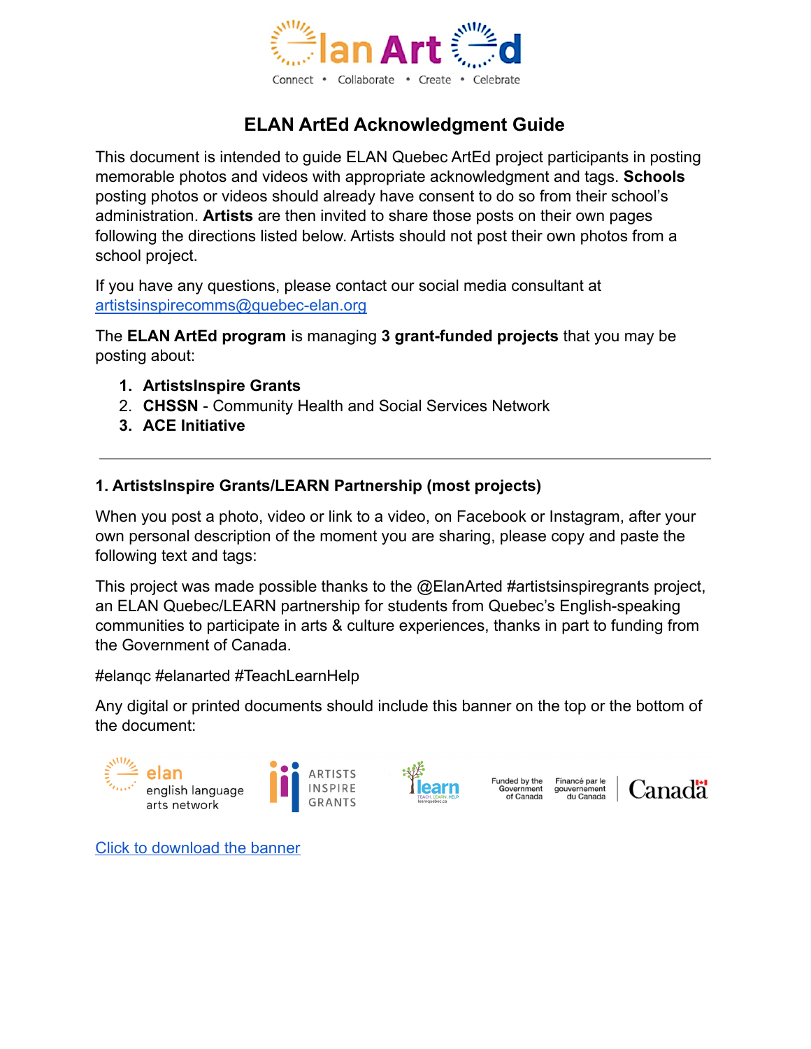# ELAN ArtEd Acknowledgment Guide

This document is intended to guide ELAN Quebec ArtEd project participants in posting memorable photos and videos with appropriate acknowledgment and tags. **Schools** posting photos or videos should already have consent to do so from their school's administration. **Artists** are then invited to share those posts on their own pages following the directions listed below. Artists should not post their own photos from a school project.

If you have any questions, please contact our social media consultant at [artistsinspirecomms@quebec-elan.org](mailto:artistsinspirecomms@quebec-elan.org)

The **ELAN ArtEd program** is managing **3 grant-funded projects** that you may be posting about:

1. **ArtistsInspire Grants**
2. **CHSSN** - Community Health and Social Services Network
3. **ACE Initiative**

---

### 1. ArtistsInspire Grants/LEARN Partnership (most projects)

When you post a photo, video or link to a video, on Facebook or Instagram, after your own personal description of the moment you are sharing, please copy and paste the following text and tags:

This project was made possible thanks to the @ElanArted #artistsinspiregrants project, an ELAN Quebec/LEARN partnership for students from Quebec's English-speaking communities to participate in arts & culture experiences, thanks in part to funding from the Government of Canada.

#elanqc #elanarted #TeachLearnHelp

Any digital or printed documents should include this banner on the top or the bottom of the document:

elan english language arts network | ARTISTS INSPIRE GRANTS | learn TEACH. LEARN. HELP. | Funded by the Government of Canada | Financé par le gouvernement du Canada | Canada

[Click to download the banner]()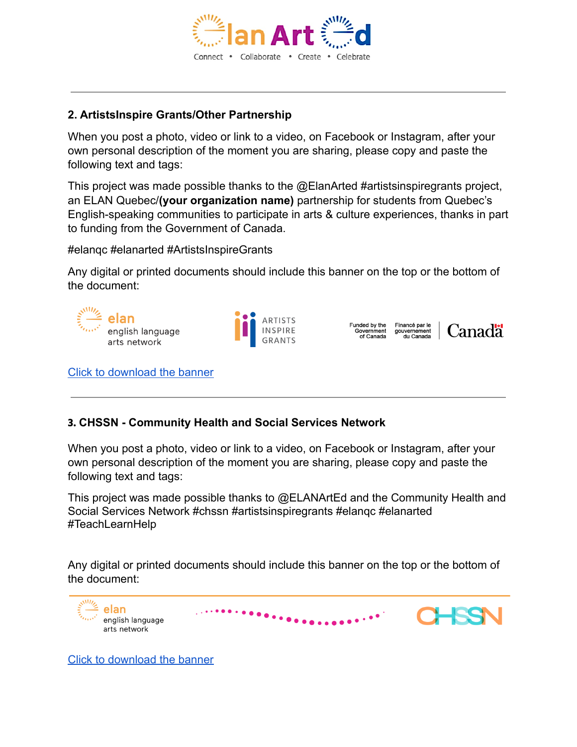## 2. ArtistsInspire Grants/Other Partnership

When you post a photo, video or link to a video, on Facebook or Instagram, after your own personal description of the moment you are sharing, please copy and paste the following text and tags:

This project was made possible thanks to the @ElanArted #artistsinspiregrants project, an ELAN Quebec/**(your organization name)** partnership for students from Quebec's English-speaking communities to participate in arts & culture experiences, thanks in part to funding from the Government of Canada.

#elanqc #elanarted #ArtistsInspireGrants

Any digital or printed documents should include this banner on the top or the bottom of the document:

[Click to download the banner]

---

## 3. CHSSN - Community Health and Social Services Network

When you post a photo, video or link to a video, on Facebook or Instagram, after your own personal description of the moment you are sharing, please copy and paste the following text and tags:

This project was made possible thanks to @ELANArtEd and the Community Health and Social Services Network #chssn #artistsinspiregrants #elanqc #elanarted #TeachLearnHelp

Any digital or printed documents should include this banner on the top or the bottom of the document:

[Click to download the banner]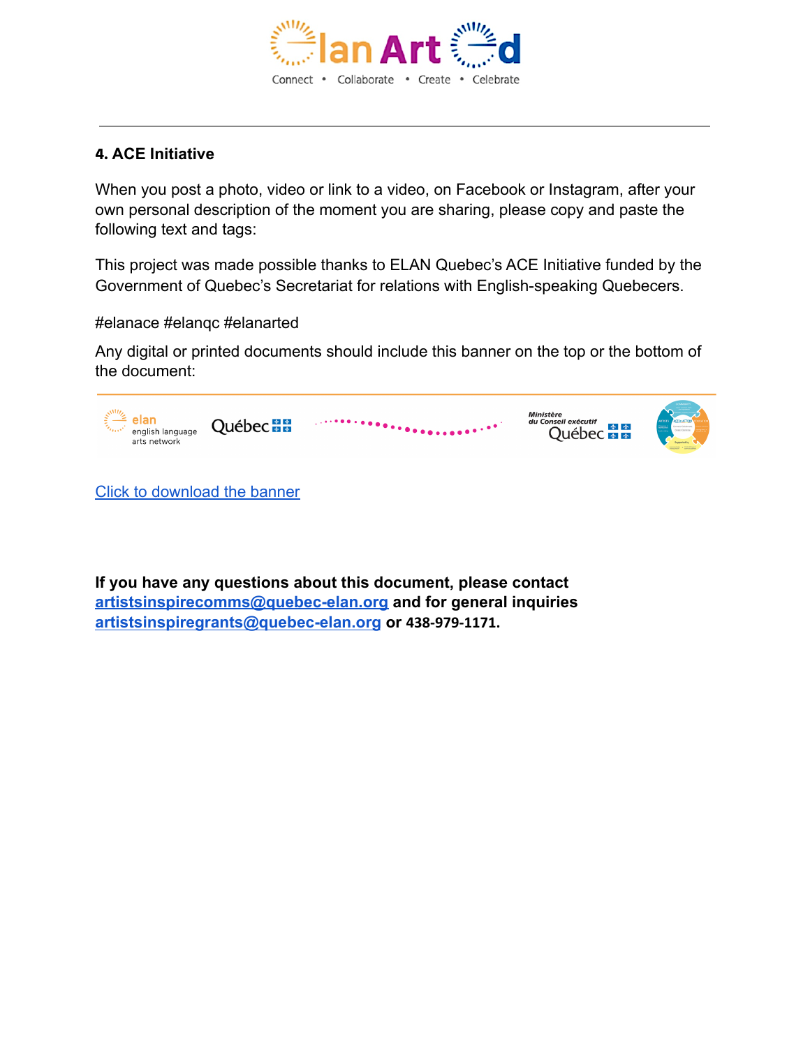## 4. ACE Initiative

When you post a photo, video or link to a video, on Facebook or Instagram, after your own personal description of the moment you are sharing, please copy and paste the following text and tags:

This project was made possible thanks to ELAN Quebec's ACE Initiative funded by the Government of Quebec's Secretariat for relations with English-speaking Quebecers.

#elanace #elanqc #elanarted

Any digital or printed documents should include this banner on the top or the bottom of the document:

[Click to download the banner]()

**If you have any questions about this document, please contact [artistsinspirecomms@quebec-elan.org](mailto:artistsinspirecomms@quebec-elan.org) and for general inquiries [artistsinspiregrants@quebec-elan.org](mailto:artistsinspiregrants@quebec-elan.org) or 438-979-1171.**